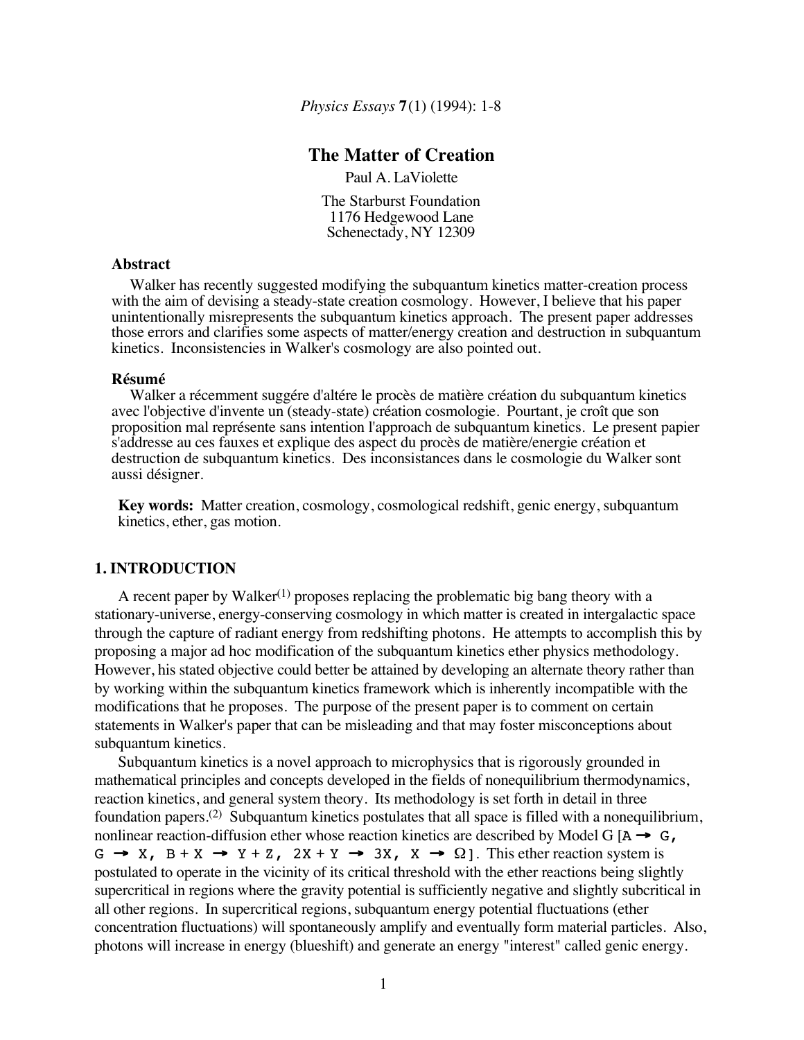*Physics Essays* **7**(1) (1994): 1-8

# The Matter of Creation

Paul A. LaViolette

The Starburst Foundation
1176 Hedgewood Lane
Schenectady, NY 12309

### Abstract

Walker has recently suggested modifying the subquantum kinetics matter-creation process with the aim of devising a steady-state creation cosmology. However, I believe that his paper unintentionally misrepresents the subquantum kinetics approach. The present paper addresses those errors and clarifies some aspects of matter/energy creation and destruction in subquantum kinetics. Inconsistencies in Walker's cosmology are also pointed out.

### Résumé

Walker a récemment suggére d'altére le procès de matière création du subquantum kinetics avec l'objective d'invente un (steady-state) création cosmologie. Pourtant, je croît que son proposition mal représente sans intention l'approach de subquantum kinetics. Le present papier s'addresse au ces fauxes et explique des aspect du procès de matière/energie création et destruction de subquantum kinetics. Des inconsistances dans le cosmologie du Walker sont aussi désigner.

**Key words:** Matter creation, cosmology, cosmological redshift, genic energy, subquantum kinetics, ether, gas motion.

## 1. INTRODUCTION

A recent paper by Walker[1] proposes replacing the problematic big bang theory with a stationary-universe, energy-conserving cosmology in which matter is created in intergalactic space through the capture of radiant energy from redshifting photons. He attempts to accomplish this by proposing a major ad hoc modification of the subquantum kinetics ether physics methodology. However, his stated objective could better be attained by developing an alternate theory rather than by working within the subquantum kinetics framework which is inherently incompatible with the modifications that he proposes. The purpose of the present paper is to comment on certain statements in Walker's paper that can be misleading and that may foster misconceptions about subquantum kinetics.

Subquantum kinetics is a novel approach to microphysics that is rigorously grounded in mathematical principles and concepts developed in the fields of nonequilibrium thermodynamics, reaction kinetics, and general system theory. Its methodology is set forth in detail in three foundation papers.[2] Subquantum kinetics postulates that all space is filled with a nonequilibrium, nonlinear reaction-diffusion ether whose reaction kinetics are described by Model G [$A \rightarrow G$, $G \rightarrow X$, $B + X \rightarrow Y + Z$, $2X + Y \rightarrow 3X$, $X \rightarrow \Omega$]. This ether reaction system is postulated to operate in the vicinity of its critical threshold with the ether reactions being slightly supercritical in regions where the gravity potential is sufficiently negative and slightly subcritical in all other regions. In supercritical regions, subquantum energy potential fluctuations (ether concentration fluctuations) will spontaneously amplify and eventually form material particles. Also, photons will increase in energy (blueshift) and generate an energy "interest" called genic energy.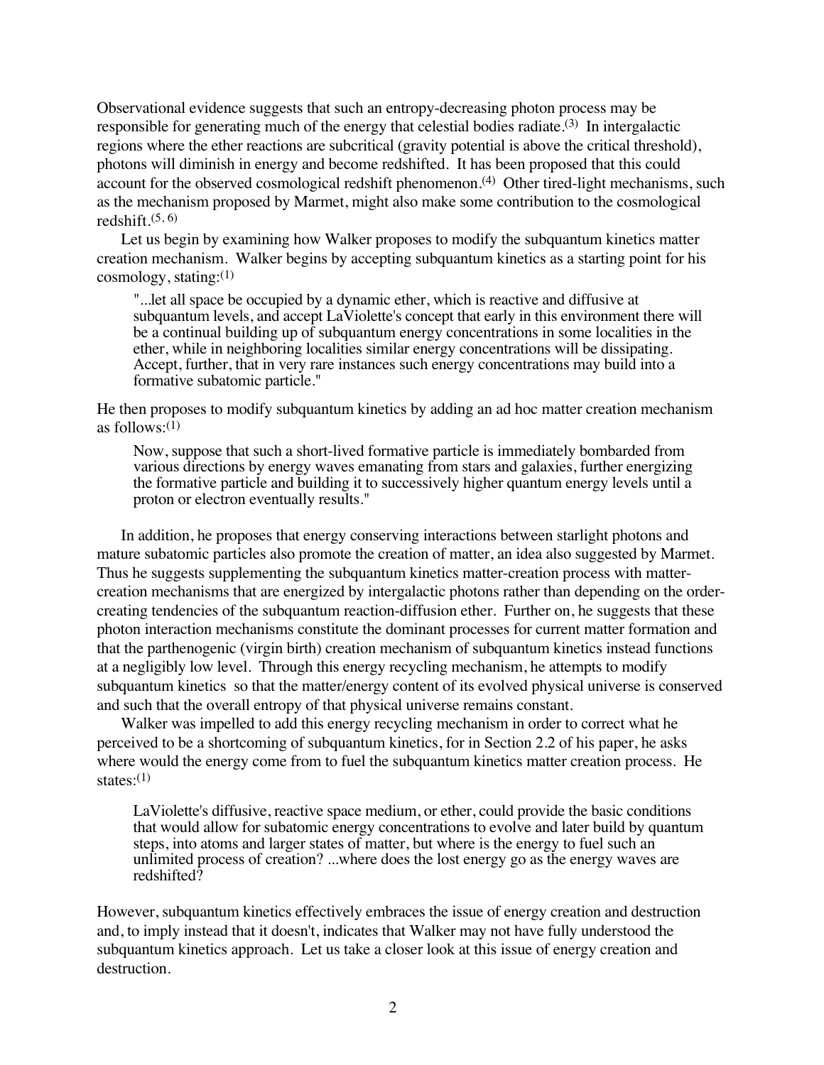Observational evidence suggests that such an entropy-decreasing photon process may be responsible for generating much of the energy that celestial bodies radiate.[3] In intergalactic regions where the ether reactions are subcritical (gravity potential is above the critical threshold), photons will diminish in energy and become redshifted. It has been proposed that this could account for the observed cosmological redshift phenomenon.[4] Other tired-light mechanisms, such as the mechanism proposed by Marmet, might also make some contribution to the cosmological redshift.[5, 6]

Let us begin by examining how Walker proposes to modify the subquantum kinetics matter creation mechanism. Walker begins by accepting subquantum kinetics as a starting point for his cosmology, stating:[1]

> "...let all space be occupied by a dynamic ether, which is reactive and diffusive at subquantum levels, and accept LaViolette's concept that early in this environment there will be a continual building up of subquantum energy concentrations in some localities in the ether, while in neighboring localities similar energy concentrations will be dissipating. Accept, further, that in very rare instances such energy concentrations may build into a formative subatomic particle."

He then proposes to modify subquantum kinetics by adding an ad hoc matter creation mechanism as follows:[1]

> Now, suppose that such a short-lived formative particle is immediately bombarded from various directions by energy waves emanating from stars and galaxies, further energizing the formative particle and building it to successively higher quantum energy levels until a proton or electron eventually results."

In addition, he proposes that energy conserving interactions between starlight photons and mature subatomic particles also promote the creation of matter, an idea also suggested by Marmet. Thus he suggests supplementing the subquantum kinetics matter-creation process with matter-creation mechanisms that are energized by intergalactic photons rather than depending on the order-creating tendencies of the subquantum reaction-diffusion ether. Further on, he suggests that these photon interaction mechanisms constitute the dominant processes for current matter formation and that the parthenogenic (virgin birth) creation mechanism of subquantum kinetics instead functions at a negligibly low level. Through this energy recycling mechanism, he attempts to modify subquantum kinetics so that the matter/energy content of its evolved physical universe is conserved and such that the overall entropy of that physical universe remains constant.

Walker was impelled to add this energy recycling mechanism in order to correct what he perceived to be a shortcoming of subquantum kinetics, for in Section 2.2 of his paper, he asks where would the energy come from to fuel the subquantum kinetics matter creation process. He states:[1]

> LaViolette's diffusive, reactive space medium, or ether, could provide the basic conditions that would allow for subatomic energy concentrations to evolve and later build by quantum steps, into atoms and larger states of matter, but where is the energy to fuel such an unlimited process of creation? ...where does the lost energy go as the energy waves are redshifted?

However, subquantum kinetics effectively embraces the issue of energy creation and destruction and, to imply instead that it doesn't, indicates that Walker may not have fully understood the subquantum kinetics approach. Let us take a closer look at this issue of energy creation and destruction.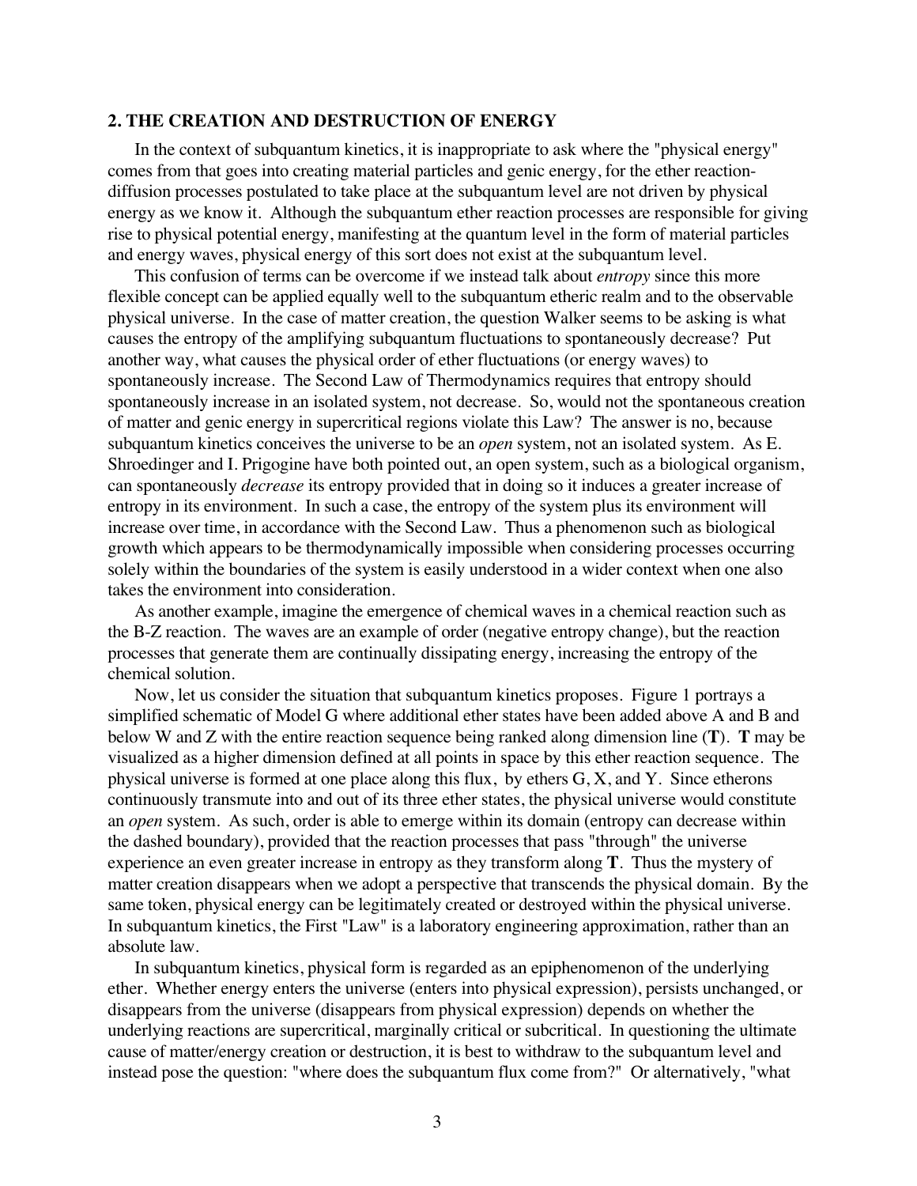## 2. THE CREATION AND DESTRUCTION OF ENERGY

In the context of subquantum kinetics, it is inappropriate to ask where the "physical energy" comes from that goes into creating material particles and genic energy, for the ether reaction-diffusion processes postulated to take place at the subquantum level are not driven by physical energy as we know it. Although the subquantum ether reaction processes are responsible for giving rise to physical potential energy, manifesting at the quantum level in the form of material particles and energy waves, physical energy of this sort does not exist at the subquantum level.

This confusion of terms can be overcome if we instead talk about *entropy* since this more flexible concept can be applied equally well to the subquantum etheric realm and to the observable physical universe. In the case of matter creation, the question Walker seems to be asking is what causes the entropy of the amplifying subquantum fluctuations to spontaneously decrease? Put another way, what causes the physical order of ether fluctuations (or energy waves) to spontaneously increase. The Second Law of Thermodynamics requires that entropy should spontaneously increase in an isolated system, not decrease. So, would not the spontaneous creation of matter and genic energy in supercritical regions violate this Law? The answer is no, because subquantum kinetics conceives the universe to be an *open* system, not an isolated system. As E. Shroedinger and I. Prigogine have both pointed out, an open system, such as a biological organism, can spontaneously *decrease* its entropy provided that in doing so it induces a greater increase of entropy in its environment. In such a case, the entropy of the system plus its environment will increase over time, in accordance with the Second Law. Thus a phenomenon such as biological growth which appears to be thermodynamically impossible when considering processes occurring solely within the boundaries of the system is easily understood in a wider context when one also takes the environment into consideration.

As another example, imagine the emergence of chemical waves in a chemical reaction such as the B-Z reaction. The waves are an example of order (negative entropy change), but the reaction processes that generate them are continually dissipating energy, increasing the entropy of the chemical solution.

Now, let us consider the situation that subquantum kinetics proposes. Figure 1 portrays a simplified schematic of Model G where additional ether states have been added above A and B and below W and Z with the entire reaction sequence being ranked along dimension line (**T**). **T** may be visualized as a higher dimension defined at all points in space by this ether reaction sequence. The physical universe is formed at one place along this flux, by ethers G, X, and Y. Since etherons continuously transmute into and out of its three ether states, the physical universe would constitute an *open* system. As such, order is able to emerge within its domain (entropy can decrease within the dashed boundary), provided that the reaction processes that pass "through" the universe experience an even greater increase in entropy as they transform along **T**. Thus the mystery of matter creation disappears when we adopt a perspective that transcends the physical domain. By the same token, physical energy can be legitimately created or destroyed within the physical universe. In subquantum kinetics, the First "Law" is a laboratory engineering approximation, rather than an absolute law.

In subquantum kinetics, physical form is regarded as an epiphenomenon of the underlying ether. Whether energy enters the universe (enters into physical expression), persists unchanged, or disappears from the universe (disappears from physical expression) depends on whether the underlying reactions are supercritical, marginally critical or subcritical. In questioning the ultimate cause of matter/energy creation or destruction, it is best to withdraw to the subquantum level and instead pose the question: "where does the subquantum flux come from?" Or alternatively, "what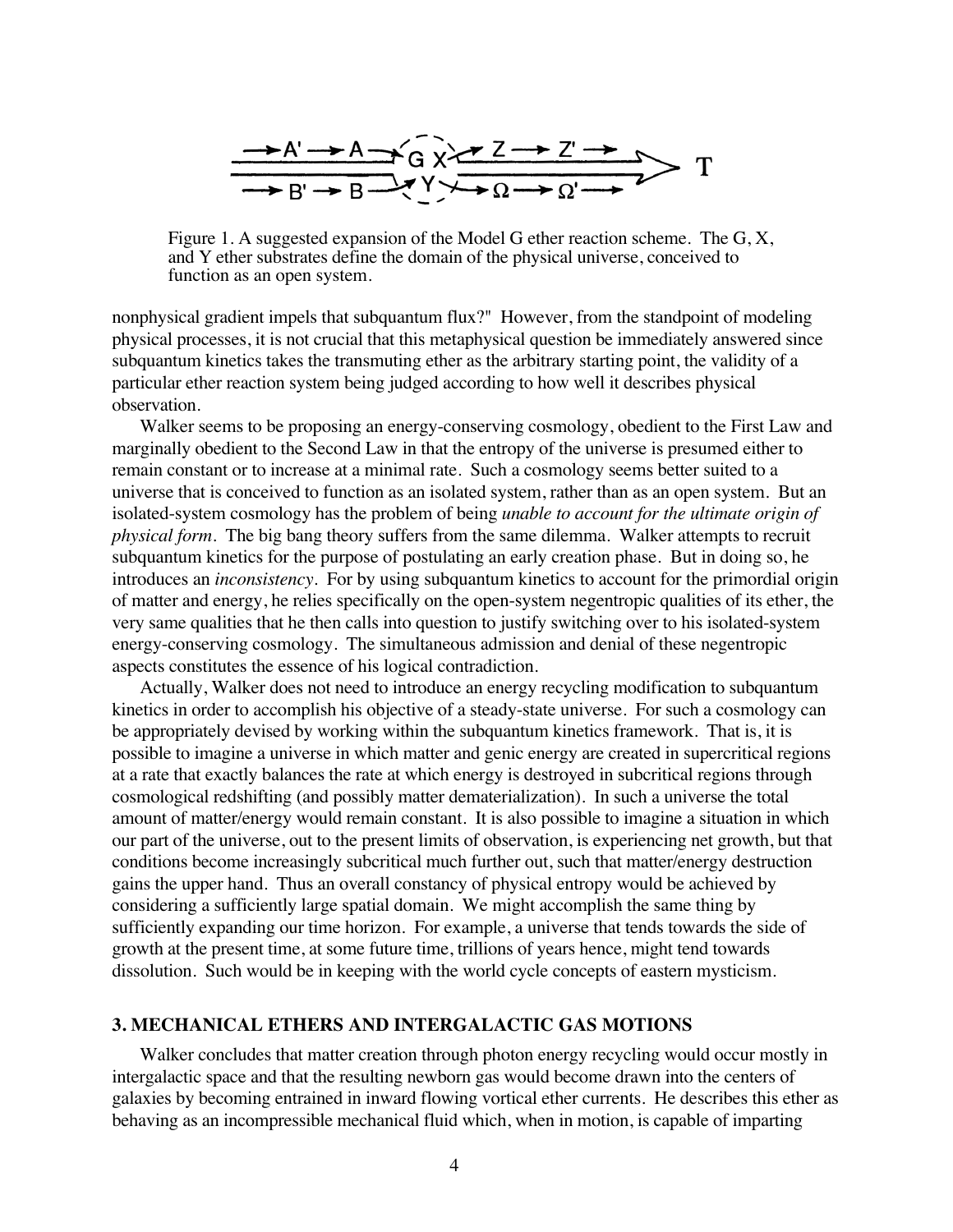Figure 1. A suggested expansion of the Model G ether reaction scheme. The G, X, and Y ether substrates define the domain of the physical universe, conceived to function as an open system.

nonphysical gradient impels that subquantum flux?" However, from the standpoint of modeling physical processes, it is not crucial that this metaphysical question be immediately answered since subquantum kinetics takes the transmuting ether as the arbitrary starting point, the validity of a particular ether reaction system being judged according to how well it describes physical observation.

Walker seems to be proposing an energy-conserving cosmology, obedient to the First Law and marginally obedient to the Second Law in that the entropy of the universe is presumed either to remain constant or to increase at a minimal rate. Such a cosmology seems better suited to a universe that is conceived to function as an isolated system, rather than as an open system. But an isolated-system cosmology has the problem of being *unable to account for the ultimate origin of physical form*. The big bang theory suffers from the same dilemma. Walker attempts to recruit subquantum kinetics for the purpose of postulating an early creation phase. But in doing so, he introduces an *inconsistency*. For by using subquantum kinetics to account for the primordial origin of matter and energy, he relies specifically on the open-system negentropic qualities of its ether, the very same qualities that he then calls into question to justify switching over to his isolated-system energy-conserving cosmology. The simultaneous admission and denial of these negentropic aspects constitutes the essence of his logical contradiction.

Actually, Walker does not need to introduce an energy recycling modification to subquantum kinetics in order to accomplish his objective of a steady-state universe. For such a cosmology can be appropriately devised by working within the subquantum kinetics framework. That is, it is possible to imagine a universe in which matter and genic energy are created in supercritical regions at a rate that exactly balances the rate at which energy is destroyed in subcritical regions through cosmological redshifting (and possibly matter dematerialization). In such a universe the total amount of matter/energy would remain constant. It is also possible to imagine a situation in which our part of the universe, out to the present limits of observation, is experiencing net growth, but that conditions become increasingly subcritical much further out, such that matter/energy destruction gains the upper hand. Thus an overall constancy of physical entropy would be achieved by considering a sufficiently large spatial domain. We might accomplish the same thing by sufficiently expanding our time horizon. For example, a universe that tends towards the side of growth at the present time, at some future time, trillions of years hence, might tend towards dissolution. Such would be in keeping with the world cycle concepts of eastern mysticism.

## 3. MECHANICAL ETHERS AND INTERGALACTIC GAS MOTIONS

Walker concludes that matter creation through photon energy recycling would occur mostly in intergalactic space and that the resulting newborn gas would become drawn into the centers of galaxies by becoming entrained in inward flowing vortical ether currents. He describes this ether as behaving as an incompressible mechanical fluid which, when in motion, is capable of imparting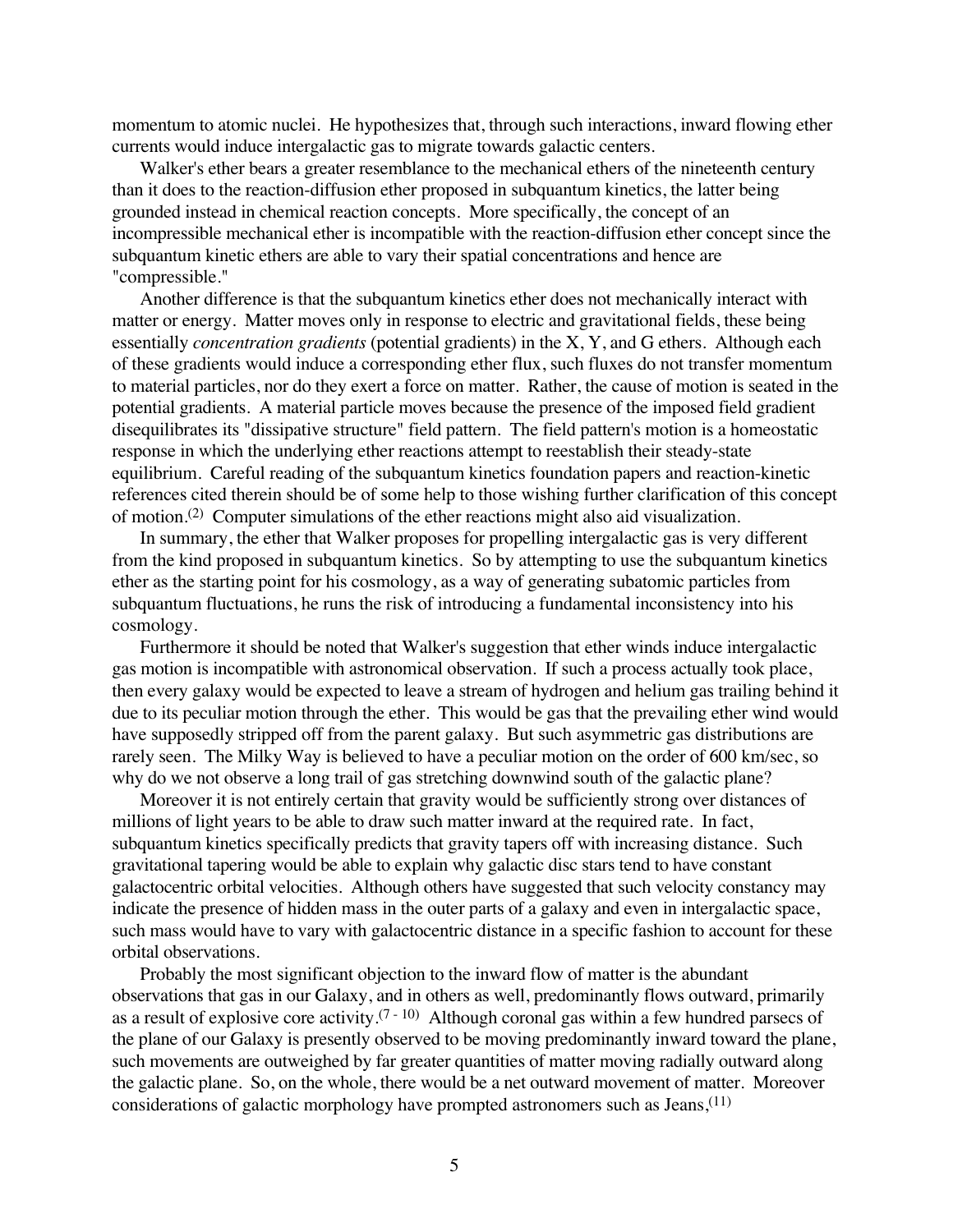momentum to atomic nuclei. He hypothesizes that, through such interactions, inward flowing ether currents would induce intergalactic gas to migrate towards galactic centers.

Walker's ether bears a greater resemblance to the mechanical ethers of the nineteenth century than it does to the reaction-diffusion ether proposed in subquantum kinetics, the latter being grounded instead in chemical reaction concepts. More specifically, the concept of an incompressible mechanical ether is incompatible with the reaction-diffusion ether concept since the subquantum kinetic ethers are able to vary their spatial concentrations and hence are "compressible."

Another difference is that the subquantum kinetics ether does not mechanically interact with matter or energy. Matter moves only in response to electric and gravitational fields, these being essentially *concentration gradients* (potential gradients) in the X, Y, and G ethers. Although each of these gradients would induce a corresponding ether flux, such fluxes do not transfer momentum to material particles, nor do they exert a force on matter. Rather, the cause of motion is seated in the potential gradients. A material particle moves because the presence of the imposed field gradient disequilibrates its "dissipative structure" field pattern. The field pattern's motion is a homeostatic response in which the underlying ether reactions attempt to reestablish their steady-state equilibrium. Careful reading of the subquantum kinetics foundation papers and reaction-kinetic references cited therein should be of some help to those wishing further clarification of this concept of motion.[2] Computer simulations of the ether reactions might also aid visualization.

In summary, the ether that Walker proposes for propelling intergalactic gas is very different from the kind proposed in subquantum kinetics. So by attempting to use the subquantum kinetics ether as the starting point for his cosmology, as a way of generating subatomic particles from subquantum fluctuations, he runs the risk of introducing a fundamental inconsistency into his cosmology.

Furthermore it should be noted that Walker's suggestion that ether winds induce intergalactic gas motion is incompatible with astronomical observation. If such a process actually took place, then every galaxy would be expected to leave a stream of hydrogen and helium gas trailing behind it due to its peculiar motion through the ether. This would be gas that the prevailing ether wind would have supposedly stripped off from the parent galaxy. But such asymmetric gas distributions are rarely seen. The Milky Way is believed to have a peculiar motion on the order of 600 km/sec, so why do we not observe a long trail of gas stretching downwind south of the galactic plane?

Moreover it is not entirely certain that gravity would be sufficiently strong over distances of millions of light years to be able to draw such matter inward at the required rate. In fact, subquantum kinetics specifically predicts that gravity tapers off with increasing distance. Such gravitational tapering would be able to explain why galactic disc stars tend to have constant galactocentric orbital velocities. Although others have suggested that such velocity constancy may indicate the presence of hidden mass in the outer parts of a galaxy and even in intergalactic space, such mass would have to vary with galactocentric distance in a specific fashion to account for these orbital observations.

Probably the most significant objection to the inward flow of matter is the abundant observations that gas in our Galaxy, and in others as well, predominantly flows outward, primarily as a result of explosive core activity.[7 - 10] Although coronal gas within a few hundred parsecs of the plane of our Galaxy is presently observed to be moving predominantly inward toward the plane, such movements are outweighed by far greater quantities of matter moving radially outward along the galactic plane. So, on the whole, there would be a net outward movement of matter. Moreover considerations of galactic morphology have prompted astronomers such as Jeans,[11]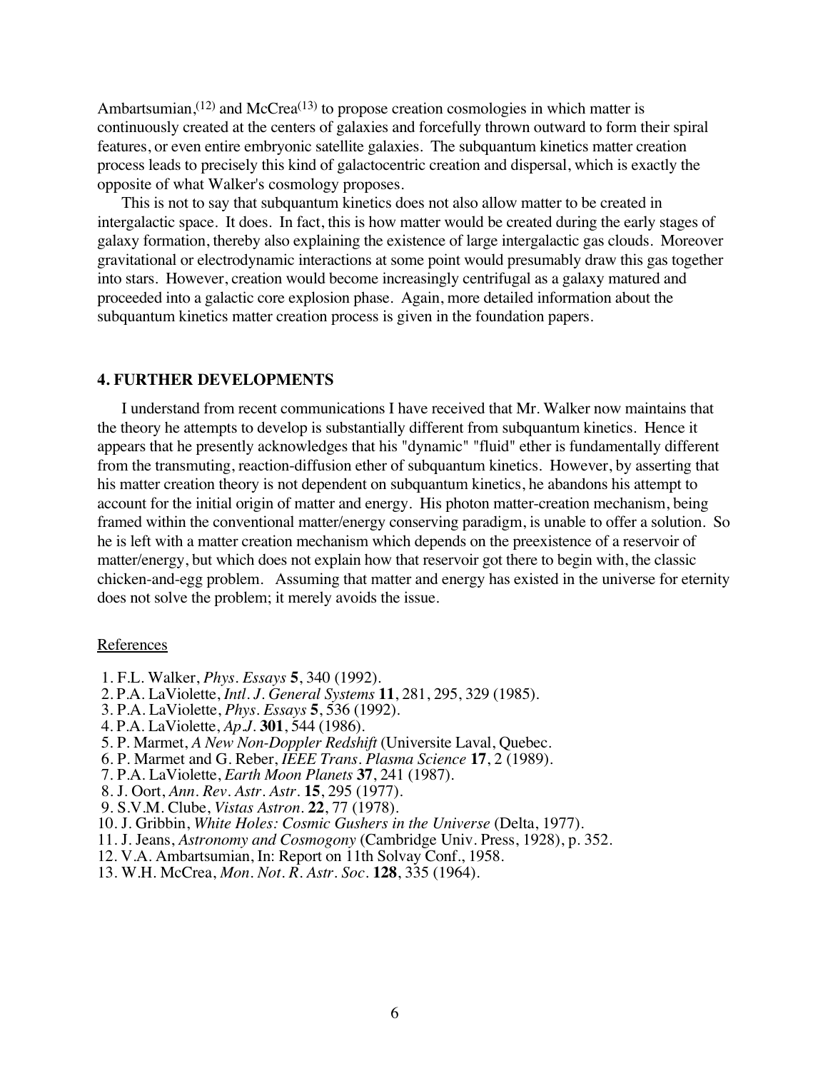Ambartsumian,[12] and McCrea[13] to propose creation cosmologies in which matter is continuously created at the centers of galaxies and forcefully thrown outward to form their spiral features, or even entire embryonic satellite galaxies. The subquantum kinetics matter creation process leads to precisely this kind of galactocentric creation and dispersal, which is exactly the opposite of what Walker's cosmology proposes.

This is not to say that subquantum kinetics does not also allow matter to be created in intergalactic space. It does. In fact, this is how matter would be created during the early stages of galaxy formation, thereby also explaining the existence of large intergalactic gas clouds. Moreover gravitational or electrodynamic interactions at some point would presumably draw this gas together into stars. However, creation would become increasingly centrifugal as a galaxy matured and proceeded into a galactic core explosion phase. Again, more detailed information about the subquantum kinetics matter creation process is given in the foundation papers.

## 4. FURTHER DEVELOPMENTS

I understand from recent communications I have received that Mr. Walker now maintains that the theory he attempts to develop is substantially different from subquantum kinetics. Hence it appears that he presently acknowledges that his "dynamic" "fluid" ether is fundamentally different from the transmuting, reaction-diffusion ether of subquantum kinetics. However, by asserting that his matter creation theory is not dependent on subquantum kinetics, he abandons his attempt to account for the initial origin of matter and energy. His photon matter-creation mechanism, being framed within the conventional matter/energy conserving paradigm, is unable to offer a solution. So he is left with a matter creation mechanism which depends on the preexistence of a reservoir of matter/energy, but which does not explain how that reservoir got there to begin with, the classic chicken-and-egg problem. Assuming that matter and energy has existed in the universe for eternity does not solve the problem; it merely avoids the issue.

References

1. F.L. Walker, *Phys. Essays* **5**, 340 (1992).
2. P.A. LaViolette, *Intl. J. General Systems* **11**, 281, 295, 329 (1985).
3. P.A. LaViolette, *Phys. Essays* **5**, 536 (1992).
4. P.A. LaViolette, *Ap.J.* **301**, 544 (1986).
5. P. Marmet, *A New Non-Doppler Redshift* (Universite Laval, Quebec.
6. P. Marmet and G. Reber, *IEEE Trans. Plasma Science* **17**, 2 (1989).
7. P.A. LaViolette, *Earth Moon Planets* **37**, 241 (1987).
8. J. Oort, *Ann. Rev. Astr. Astr.* **15**, 295 (1977).
9. S.V.M. Clube, *Vistas Astron.* **22**, 77 (1978).
10. J. Gribbin, *White Holes: Cosmic Gushers in the Universe* (Delta, 1977).
11. J. Jeans, *Astronomy and Cosmogony* (Cambridge Univ. Press, 1928), p. 352.
12. V.A. Ambartsumian, In: Report on 11th Solvay Conf., 1958.
13. W.H. McCrea, *Mon. Not. R. Astr. Soc.* **128**, 335 (1964).